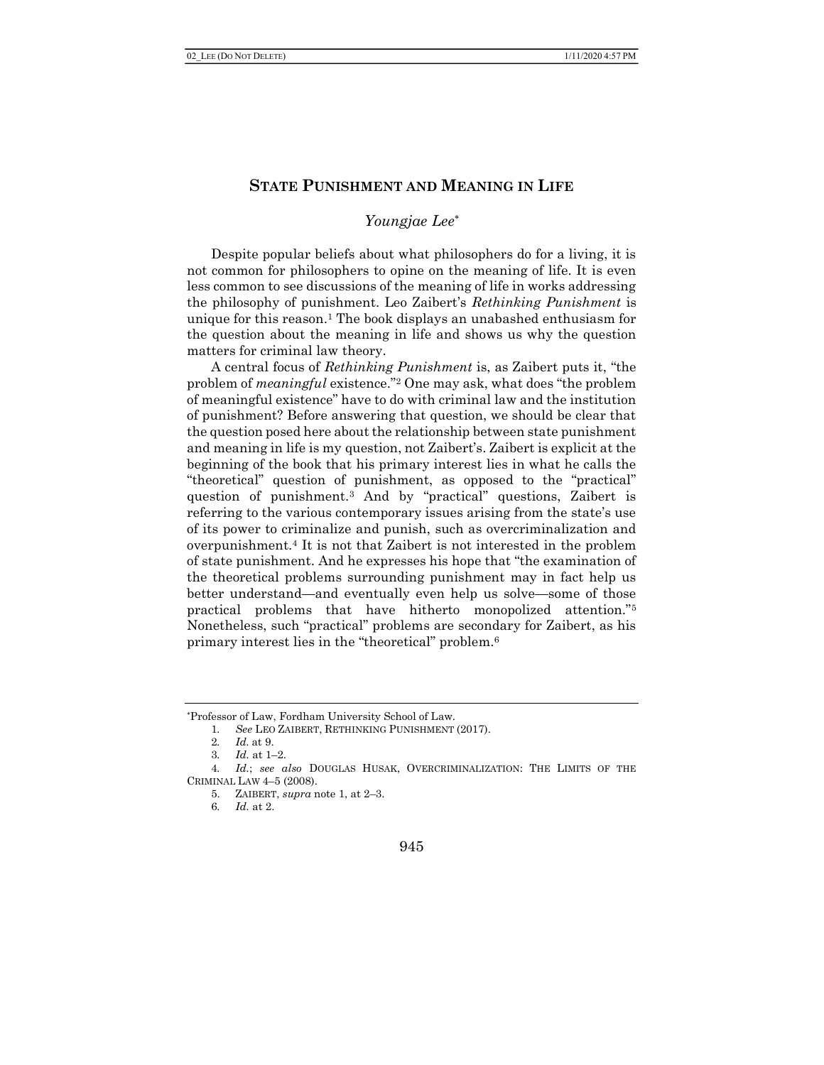# STATE PUNISHMENT AND MEANING IN LIFE

*Youngjae Lee*[*]

Despite popular beliefs about what philosophers do for a living, it is not common for philosophers to opine on the meaning of life. It is even less common to see discussions of the meaning of life in works addressing the philosophy of punishment. Leo Zaibert's *Rethinking Punishment* is unique for this reason.[1] The book displays an unabashed enthusiasm for the question about the meaning in life and shows us why the question matters for criminal law theory.

A central focus of *Rethinking Punishment* is, as Zaibert puts it, "the problem of *meaningful* existence."[2] One may ask, what does "the problem of meaningful existence" have to do with criminal law and the institution of punishment? Before answering that question, we should be clear that the question posed here about the relationship between state punishment and meaning in life is my question, not Zaibert's. Zaibert is explicit at the beginning of the book that his primary interest lies in what he calls the "theoretical" question of punishment, as opposed to the "practical" question of punishment.[3] And by "practical" questions, Zaibert is referring to the various contemporary issues arising from the state's use of its power to criminalize and punish, such as overcriminalization and overpunishment.[4] It is not that Zaibert is not interested in the problem of state punishment. And he expresses his hope that "the examination of the theoretical problems surrounding punishment may in fact help us better understand—and eventually even help us solve—some of those practical problems that have hitherto monopolized attention."[5] Nonetheless, such "practical" problems are secondary for Zaibert, as his primary interest lies in the "theoretical" problem.[6]

---

[*] Professor of Law, Fordham University School of Law.

1. *See* LEO ZAIBERT, RETHINKING PUNISHMENT (2017).
2. *Id.* at 9.
3. *Id.* at 1–2.
4. *Id.*; *see also* DOUGLAS HUSAK, OVERCRIMINALIZATION: THE LIMITS OF THE CRIMINAL LAW 4–5 (2008).
5. ZAIBERT, *supra* note 1, at 2–3.
6. *Id.* at 2.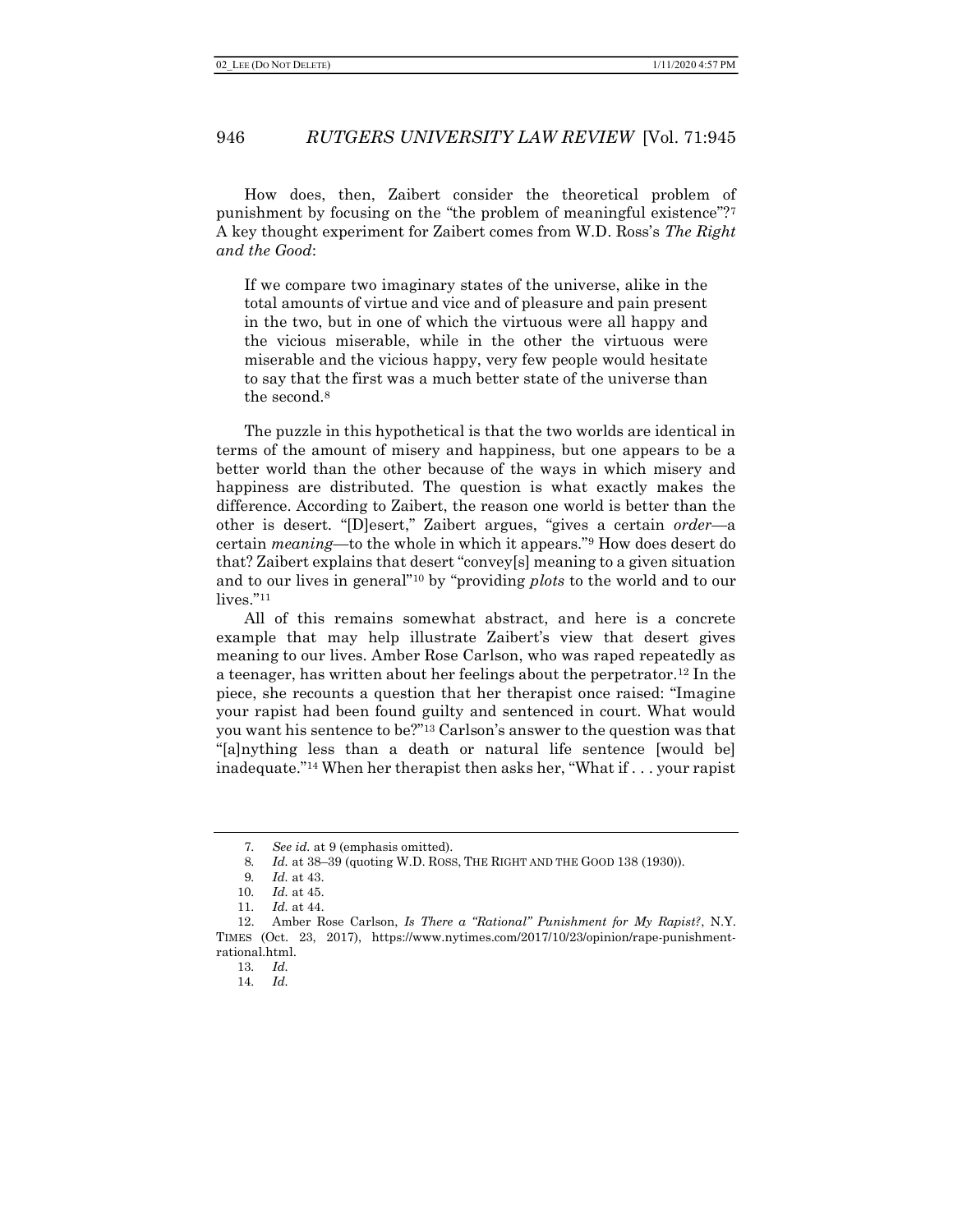How does, then, Zaibert consider the theoretical problem of punishment by focusing on the "the problem of meaningful existence"?[7] A key thought experiment for Zaibert comes from W.D. Ross's *The Right and the Good*:

> If we compare two imaginary states of the universe, alike in the total amounts of virtue and vice and of pleasure and pain present in the two, but in one of which the virtuous were all happy and the vicious miserable, while in the other the virtuous were miserable and the vicious happy, very few people would hesitate to say that the first was a much better state of the universe than the second.[8]

The puzzle in this hypothetical is that the two worlds are identical in terms of the amount of misery and happiness, but one appears to be a better world than the other because of the ways in which misery and happiness are distributed. The question is what exactly makes the difference. According to Zaibert, the reason one world is better than the other is desert. "[D]esert," Zaibert argues, "gives a certain *order*—a certain *meaning*—to the whole in which it appears."[9] How does desert do that? Zaibert explains that desert "convey[s] meaning to a given situation and to our lives in general"[10] by "providing *plots* to the world and to our lives."[11]

All of this remains somewhat abstract, and here is a concrete example that may help illustrate Zaibert's view that desert gives meaning to our lives. Amber Rose Carlson, who was raped repeatedly as a teenager, has written about her feelings about the perpetrator.[12] In the piece, she recounts a question that her therapist once raised: "Imagine your rapist had been found guilty and sentenced in court. What would you want his sentence to be?"[13] Carlson's answer to the question was that "[a]nything less than a death or natural life sentence [would be] inadequate."[14] When her therapist then asks her, "What if . . . your rapist

---

7. *See id.* at 9 (emphasis omitted).
8. *Id.* at 38–39 (quoting W.D. ROSS, THE RIGHT AND THE GOOD 138 (1930)).
9. *Id.* at 43.
10. *Id.* at 45.
11. *Id.* at 44.
12. Amber Rose Carlson, *Is There a "Rational" Punishment for My Rapist?*, N.Y. TIMES (Oct. 23, 2017), https://www.nytimes.com/2017/10/23/opinion/rape-punishment-rational.html.
13. *Id.*
14. *Id.*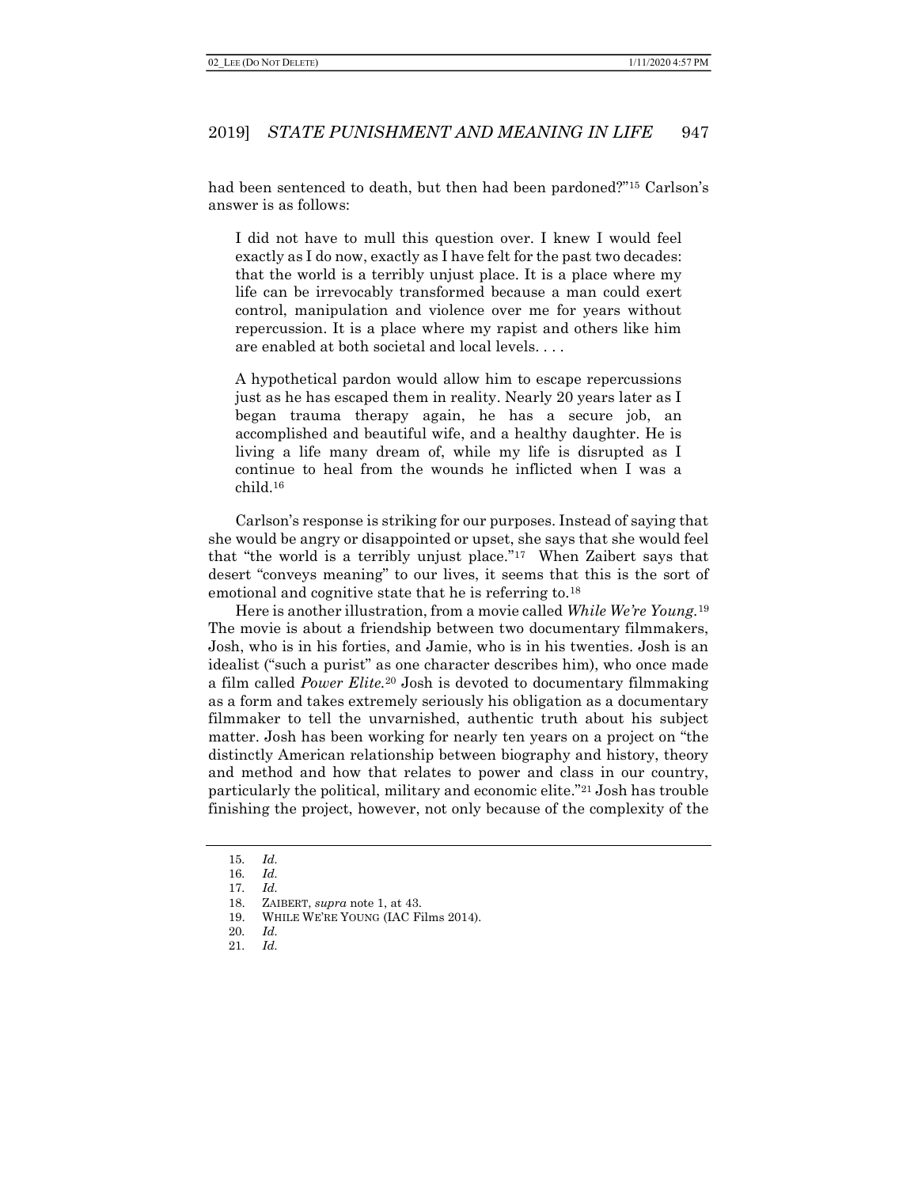had been sentenced to death, but then had been pardoned?"[15] Carlson's answer is as follows:

> I did not have to mull this question over. I knew I would feel exactly as I do now, exactly as I have felt for the past two decades: that the world is a terribly unjust place. It is a place where my life can be irrevocably transformed because a man could exert control, manipulation and violence over me for years without repercussion. It is a place where my rapist and others like him are enabled at both societal and local levels. . . .
>
> A hypothetical pardon would allow him to escape repercussions just as he has escaped them in reality. Nearly 20 years later as I began trauma therapy again, he has a secure job, an accomplished and beautiful wife, and a healthy daughter. He is living a life many dream of, while my life is disrupted as I continue to heal from the wounds he inflicted when I was a child.[16]

Carlson's response is striking for our purposes. Instead of saying that she would be angry or disappointed or upset, she says that she would feel that "the world is a terribly unjust place."[17] When Zaibert says that desert "conveys meaning" to our lives, it seems that this is the sort of emotional and cognitive state that he is referring to.[18]

Here is another illustration, from a movie called *While We're Young*.[19] The movie is about a friendship between two documentary filmmakers, Josh, who is in his forties, and Jamie, who is in his twenties. Josh is an idealist ("such a purist" as one character describes him), who once made a film called *Power Elite*.[20] Josh is devoted to documentary filmmaking as a form and takes extremely seriously his obligation as a documentary filmmaker to tell the unvarnished, authentic truth about his subject matter. Josh has been working for nearly ten years on a project on "the distinctly American relationship between biography and history, theory and method and how that relates to power and class in our country, particularly the political, military and economic elite."[21] Josh has trouble finishing the project, however, not only because of the complexity of the

---

15. *Id.*
16. *Id.*
17. *Id.*
18. ZAIBERT, *supra* note 1, at 43.
19. WHILE WE'RE YOUNG (IAC Films 2014).
20. *Id.*
21. *Id.*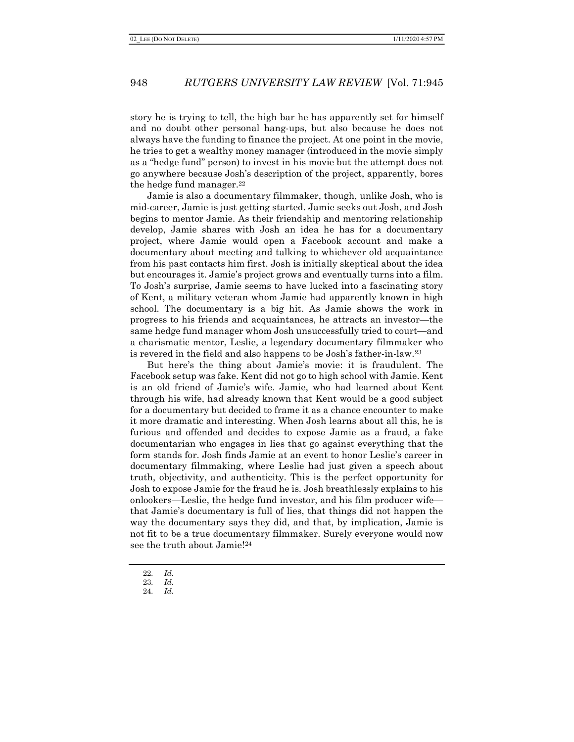story he is trying to tell, the high bar he has apparently set for himself and no doubt other personal hang-ups, but also because he does not always have the funding to finance the project. At one point in the movie, he tries to get a wealthy money manager (introduced in the movie simply as a "hedge fund" person) to invest in his movie but the attempt does not go anywhere because Josh's description of the project, apparently, bores the hedge fund manager.[22]

Jamie is also a documentary filmmaker, though, unlike Josh, who is mid-career, Jamie is just getting started. Jamie seeks out Josh, and Josh begins to mentor Jamie. As their friendship and mentoring relationship develop, Jamie shares with Josh an idea he has for a documentary project, where Jamie would open a Facebook account and make a documentary about meeting and talking to whichever old acquaintance from his past contacts him first. Josh is initially skeptical about the idea but encourages it. Jamie's project grows and eventually turns into a film. To Josh's surprise, Jamie seems to have lucked into a fascinating story of Kent, a military veteran whom Jamie had apparently known in high school. The documentary is a big hit. As Jamie shows the work in progress to his friends and acquaintances, he attracts an investor—the same hedge fund manager whom Josh unsuccessfully tried to court—and a charismatic mentor, Leslie, a legendary documentary filmmaker who is revered in the field and also happens to be Josh's father-in-law.[23]

But here's the thing about Jamie's movie: it is fraudulent. The Facebook setup was fake. Kent did not go to high school with Jamie. Kent is an old friend of Jamie's wife. Jamie, who had learned about Kent through his wife, had already known that Kent would be a good subject for a documentary but decided to frame it as a chance encounter to make it more dramatic and interesting. When Josh learns about all this, he is furious and offended and decides to expose Jamie as a fraud, a fake documentarian who engages in lies that go against everything that the form stands for. Josh finds Jamie at an event to honor Leslie's career in documentary filmmaking, where Leslie had just given a speech about truth, objectivity, and authenticity. This is the perfect opportunity for Josh to expose Jamie for the fraud he is. Josh breathlessly explains to his onlookers—Leslie, the hedge fund investor, and his film producer wife—that Jamie's documentary is full of lies, that things did not happen the way the documentary says they did, and that, by implication, Jamie is not fit to be a true documentary filmmaker. Surely everyone would now see the truth about Jamie![24]

---

22. *Id.*
23. *Id.*
24. *Id.*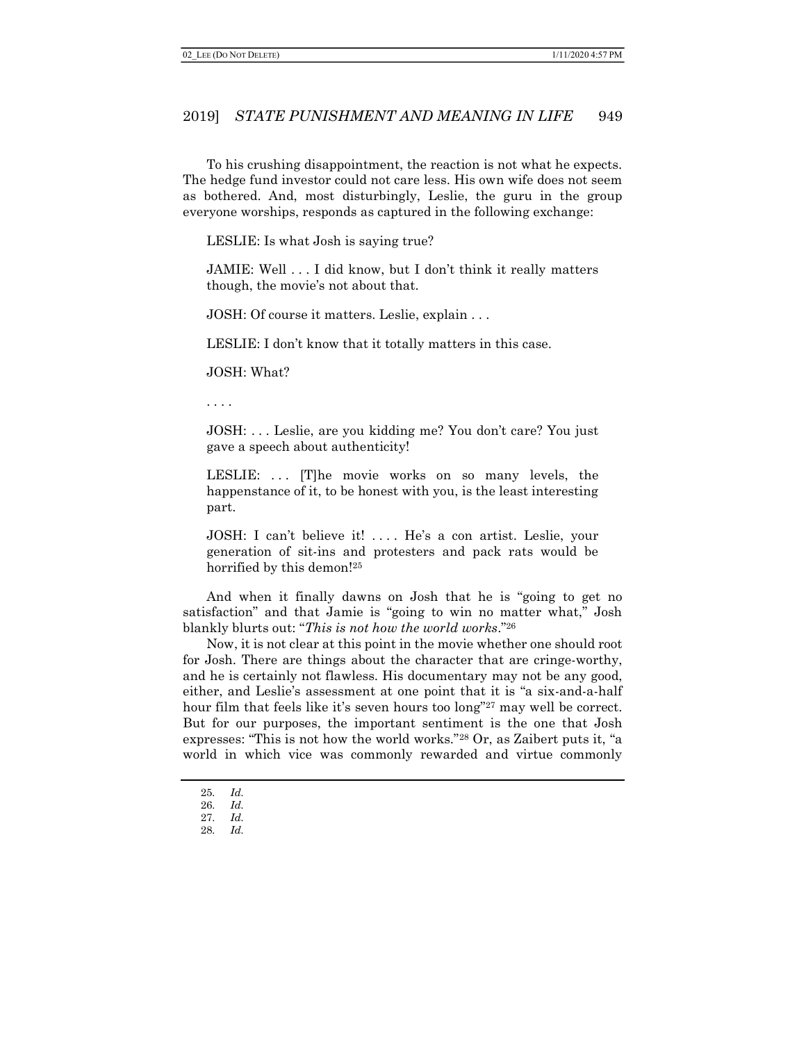To his crushing disappointment, the reaction is not what he expects. The hedge fund investor could not care less. His own wife does not seem as bothered. And, most disturbingly, Leslie, the guru in the group everyone worships, responds as captured in the following exchange:

> LESLIE: Is what Josh is saying true?
>
> JAMIE: Well . . . I did know, but I don't think it really matters though, the movie's not about that.
>
> JOSH: Of course it matters. Leslie, explain . . .
>
> LESLIE: I don't know that it totally matters in this case.
>
> JOSH: What?
>
> . . . .
>
> JOSH: . . . Leslie, are you kidding me? You don't care? You just gave a speech about authenticity!
>
> LESLIE: . . . [T]he movie works on so many levels, the happenstance of it, to be honest with you, is the least interesting part.
>
> JOSH: I can't believe it! . . . . He's a con artist. Leslie, your generation of sit-ins and protesters and pack rats would be horrified by this demon![25]

And when it finally dawns on Josh that he is "going to get no satisfaction" and that Jamie is "going to win no matter what," Josh blankly blurts out: "*This is not how the world works*."[26]

Now, it is not clear at this point in the movie whether one should root for Josh. There are things about the character that are cringe-worthy, and he is certainly not flawless. His documentary may not be any good, either, and Leslie's assessment at one point that it is "a six-and-a-half hour film that feels like it's seven hours too long"[27] may well be correct. But for our purposes, the important sentiment is the one that Josh expresses: "This is not how the world works."[28] Or, as Zaibert puts it, "a world in which vice was commonly rewarded and virtue commonly

---

25. *Id.*
26. *Id.*
27. *Id.*
28. *Id.*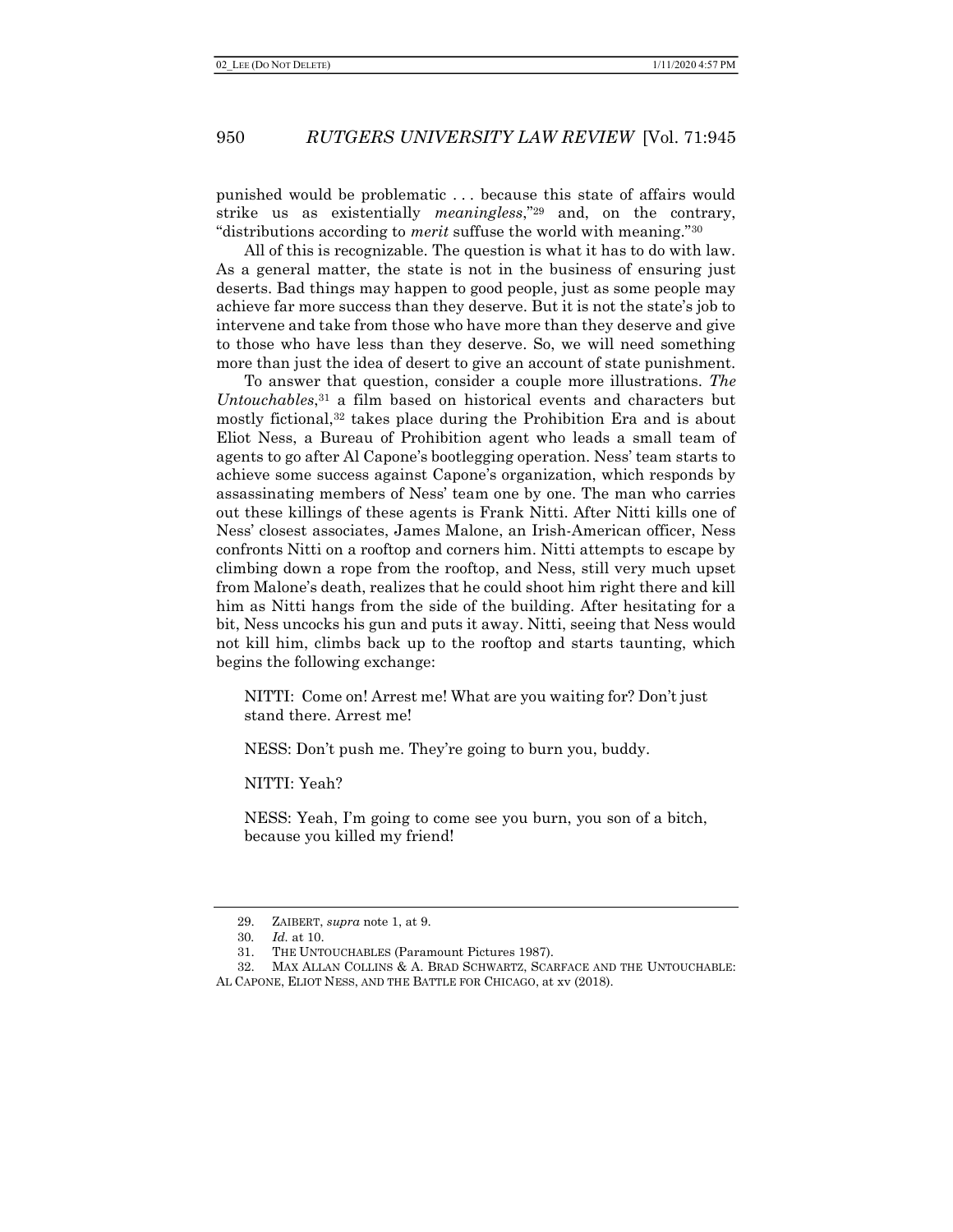punished would be problematic . . . because this state of affairs would strike us as existentially *meaningless*,"[29] and, on the contrary, "distributions according to *merit* suffuse the world with meaning."[30]

All of this is recognizable. The question is what it has to do with law. As a general matter, the state is not in the business of ensuring just deserts. Bad things may happen to good people, just as some people may achieve far more success than they deserve. But it is not the state's job to intervene and take from those who have more than they deserve and give to those who have less than they deserve. So, we will need something more than just the idea of desert to give an account of state punishment.

To answer that question, consider a couple more illustrations. *The Untouchables*,[31] a film based on historical events and characters but mostly fictional,[32] takes place during the Prohibition Era and is about Eliot Ness, a Bureau of Prohibition agent who leads a small team of agents to go after Al Capone's bootlegging operation. Ness' team starts to achieve some success against Capone's organization, which responds by assassinating members of Ness' team one by one. The man who carries out these killings of these agents is Frank Nitti. After Nitti kills one of Ness' closest associates, James Malone, an Irish-American officer, Ness confronts Nitti on a rooftop and corners him. Nitti attempts to escape by climbing down a rope from the rooftop, and Ness, still very much upset from Malone's death, realizes that he could shoot him right there and kill him as Nitti hangs from the side of the building. After hesitating for a bit, Ness uncocks his gun and puts it away. Nitti, seeing that Ness would not kill him, climbs back up to the rooftop and starts taunting, which begins the following exchange:

> NITTI: Come on! Arrest me! What are you waiting for? Don't just stand there. Arrest me!
>
> NESS: Don't push me. They're going to burn you, buddy.
>
> NITTI: Yeah?
>
> NESS: Yeah, I'm going to come see you burn, you son of a bitch, because you killed my friend!

---

29. ZAIBERT, *supra* note 1, at 9.

30. *Id.* at 10.

31. THE UNTOUCHABLES (Paramount Pictures 1987).

32. MAX ALLAN COLLINS & A. BRAD SCHWARTZ, SCARFACE AND THE UNTOUCHABLE: AL CAPONE, ELIOT NESS, AND THE BATTLE FOR CHICAGO, at xv (2018).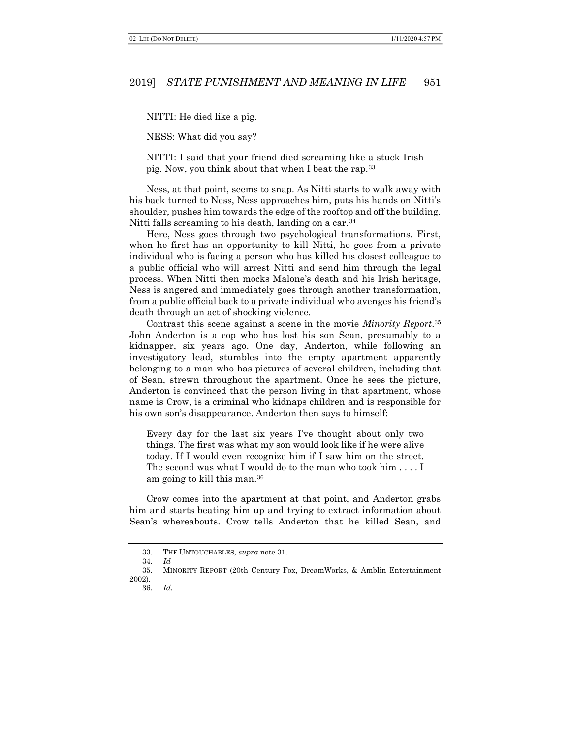NITTI: He died like a pig.

NESS: What did you say?

NITTI: I said that your friend died screaming like a stuck Irish pig. Now, you think about that when I beat the rap.[33]

Ness, at that point, seems to snap. As Nitti starts to walk away with his back turned to Ness, Ness approaches him, puts his hands on Nitti's shoulder, pushes him towards the edge of the rooftop and off the building. Nitti falls screaming to his death, landing on a car.[34]

Here, Ness goes through two psychological transformations. First, when he first has an opportunity to kill Nitti, he goes from a private individual who is facing a person who has killed his closest colleague to a public official who will arrest Nitti and send him through the legal process. When Nitti then mocks Malone's death and his Irish heritage, Ness is angered and immediately goes through another transformation, from a public official back to a private individual who avenges his friend's death through an act of shocking violence.

Contrast this scene against a scene in the movie *Minority Report*.[35] John Anderton is a cop who has lost his son Sean, presumably to a kidnapper, six years ago. One day, Anderton, while following an investigatory lead, stumbles into the empty apartment apparently belonging to a man who has pictures of several children, including that of Sean, strewn throughout the apartment. Once he sees the picture, Anderton is convinced that the person living in that apartment, whose name is Crow, is a criminal who kidnaps children and is responsible for his own son's disappearance. Anderton then says to himself:

> Every day for the last six years I've thought about only two things. The first was what my son would look like if he were alive today. If I would even recognize him if I saw him on the street. The second was what I would do to the man who took him . . . . I am going to kill this man.[36]

Crow comes into the apartment at that point, and Anderton grabs him and starts beating him up and trying to extract information about Sean's whereabouts. Crow tells Anderton that he killed Sean, and

---

33. THE UNTOUCHABLES, *supra* note 31.

34. *Id*

35. MINORITY REPORT (20th Century Fox, DreamWorks, & Amblin Entertainment 2002).

36. *Id.*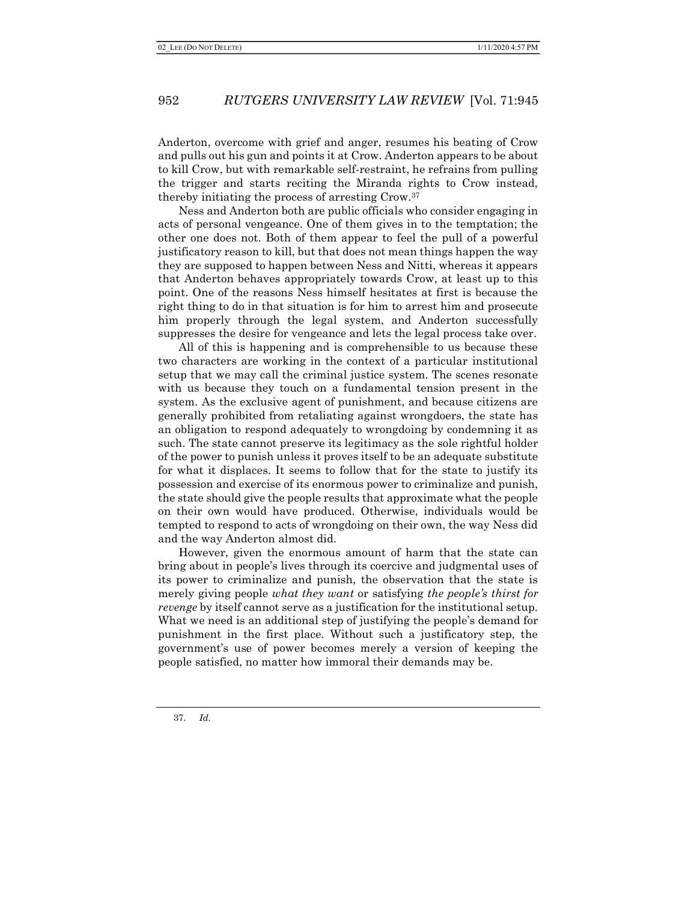Anderton, overcome with grief and anger, resumes his beating of Crow and pulls out his gun and points it at Crow. Anderton appears to be about to kill Crow, but with remarkable self-restraint, he refrains from pulling the trigger and starts reciting the Miranda rights to Crow instead, thereby initiating the process of arresting Crow.[37]

Ness and Anderton both are public officials who consider engaging in acts of personal vengeance. One of them gives in to the temptation; the other one does not. Both of them appear to feel the pull of a powerful justificatory reason to kill, but that does not mean things happen the way they are supposed to happen between Ness and Nitti, whereas it appears that Anderton behaves appropriately towards Crow, at least up to this point. One of the reasons Ness himself hesitates at first is because the right thing to do in that situation is for him to arrest him and prosecute him properly through the legal system, and Anderton successfully suppresses the desire for vengeance and lets the legal process take over.

All of this is happening and is comprehensible to us because these two characters are working in the context of a particular institutional setup that we may call the criminal justice system. The scenes resonate with us because they touch on a fundamental tension present in the system. As the exclusive agent of punishment, and because citizens are generally prohibited from retaliating against wrongdoers, the state has an obligation to respond adequately to wrongdoing by condemning it as such. The state cannot preserve its legitimacy as the sole rightful holder of the power to punish unless it proves itself to be an adequate substitute for what it displaces. It seems to follow that for the state to justify its possession and exercise of its enormous power to criminalize and punish, the state should give the people results that approximate what the people on their own would have produced. Otherwise, individuals would be tempted to respond to acts of wrongdoing on their own, the way Ness did and the way Anderton almost did.

However, given the enormous amount of harm that the state can bring about in people's lives through its coercive and judgmental uses of its power to criminalize and punish, the observation that the state is merely giving people *what they want* or satisfying *the people's thirst for revenge* by itself cannot serve as a justification for the institutional setup. What we need is an additional step of justifying the people's demand for punishment in the first place. Without such a justificatory step, the government's use of power becomes merely a version of keeping the people satisfied, no matter how immoral their demands may be.

37. *Id.*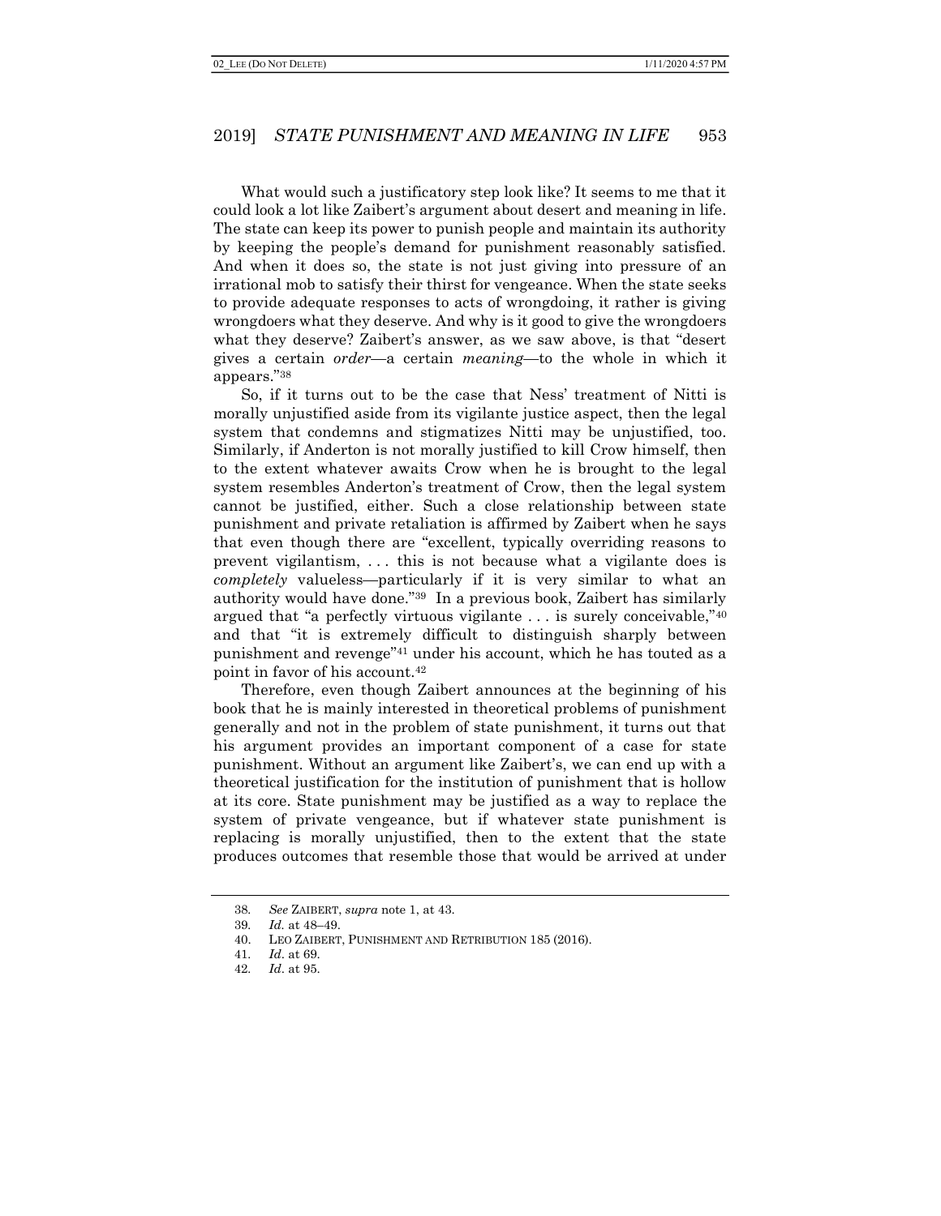What would such a justificatory step look like? It seems to me that it could look a lot like Zaibert's argument about desert and meaning in life. The state can keep its power to punish people and maintain its authority by keeping the people's demand for punishment reasonably satisfied. And when it does so, the state is not just giving into pressure of an irrational mob to satisfy their thirst for vengeance. When the state seeks to provide adequate responses to acts of wrongdoing, it rather is giving wrongdoers what they deserve. And why is it good to give the wrongdoers what they deserve? Zaibert's answer, as we saw above, is that "desert gives a certain *order*—a certain *meaning*—to the whole in which it appears."[38]

So, if it turns out to be the case that Ness' treatment of Nitti is morally unjustified aside from its vigilante justice aspect, then the legal system that condemns and stigmatizes Nitti may be unjustified, too. Similarly, if Anderton is not morally justified to kill Crow himself, then to the extent whatever awaits Crow when he is brought to the legal system resembles Anderton's treatment of Crow, then the legal system cannot be justified, either. Such a close relationship between state punishment and private retaliation is affirmed by Zaibert when he says that even though there are "excellent, typically overriding reasons to prevent vigilantism, . . . this is not because what a vigilante does is *completely* valueless—particularly if it is very similar to what an authority would have done."[39] In a previous book, Zaibert has similarly argued that "a perfectly virtuous vigilante . . . is surely conceivable,"[40] and that "it is extremely difficult to distinguish sharply between punishment and revenge"[41] under his account, which he has touted as a point in favor of his account.[42]

Therefore, even though Zaibert announces at the beginning of his book that he is mainly interested in theoretical problems of punishment generally and not in the problem of state punishment, it turns out that his argument provides an important component of a case for state punishment. Without an argument like Zaibert's, we can end up with a theoretical justification for the institution of punishment that is hollow at its core. State punishment may be justified as a way to replace the system of private vengeance, but if whatever state punishment is replacing is morally unjustified, then to the extent that the state produces outcomes that resemble those that would be arrived at under

---

38. *See* ZAIBERT, *supra* note 1, at 43.
39. *Id.* at 48–49.
40. LEO ZAIBERT, PUNISHMENT AND RETRIBUTION 185 (2016).
41. *Id*. at 69.
42. *Id*. at 95.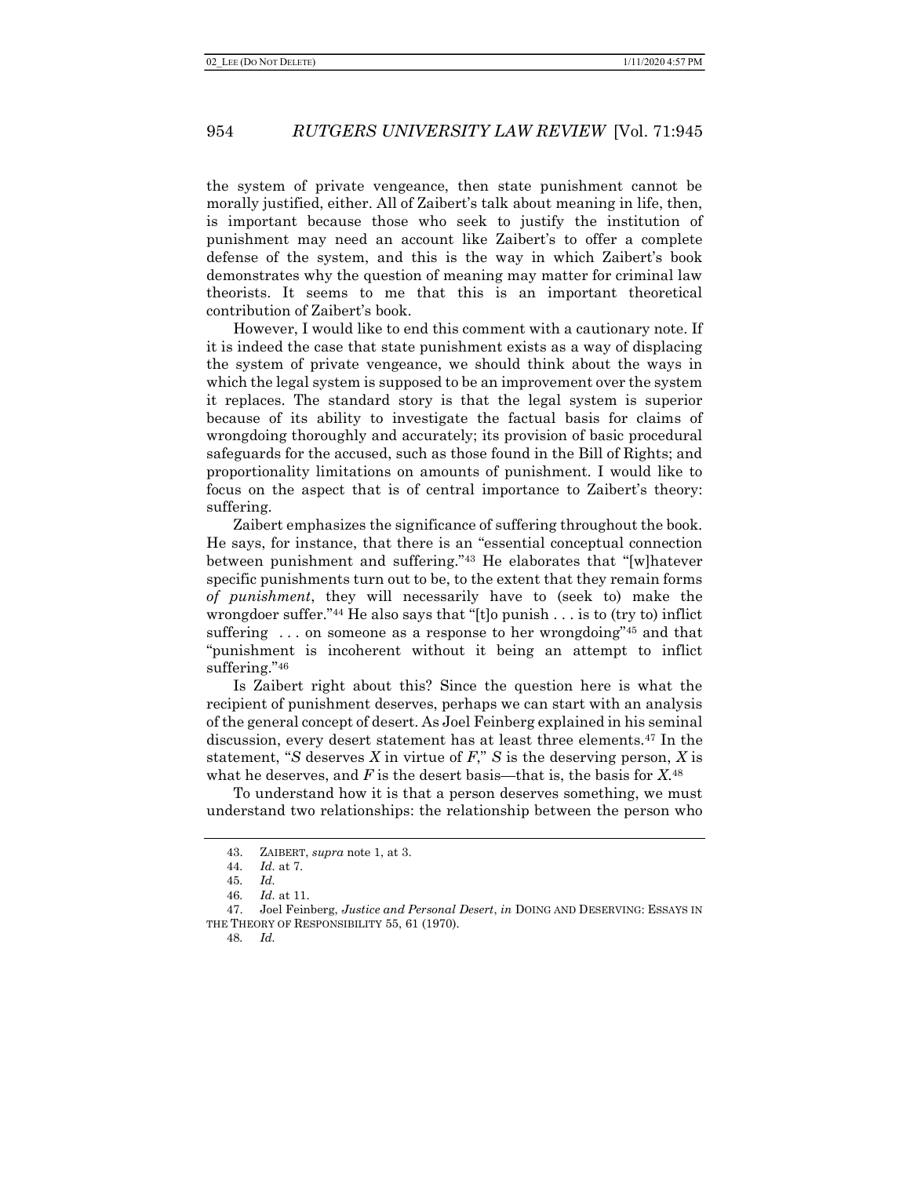the system of private vengeance, then state punishment cannot be morally justified, either. All of Zaibert's talk about meaning in life, then, is important because those who seek to justify the institution of punishment may need an account like Zaibert's to offer a complete defense of the system, and this is the way in which Zaibert's book demonstrates why the question of meaning may matter for criminal law theorists. It seems to me that this is an important theoretical contribution of Zaibert's book.

However, I would like to end this comment with a cautionary note. If it is indeed the case that state punishment exists as a way of displacing the system of private vengeance, we should think about the ways in which the legal system is supposed to be an improvement over the system it replaces. The standard story is that the legal system is superior because of its ability to investigate the factual basis for claims of wrongdoing thoroughly and accurately; its provision of basic procedural safeguards for the accused, such as those found in the Bill of Rights; and proportionality limitations on amounts of punishment. I would like to focus on the aspect that is of central importance to Zaibert's theory: suffering.

Zaibert emphasizes the significance of suffering throughout the book. He says, for instance, that there is an "essential conceptual connection between punishment and suffering."[43] He elaborates that "[w]hatever specific punishments turn out to be, to the extent that they remain forms *of punishment*, they will necessarily have to (seek to) make the wrongdoer suffer."[44] He also says that "[t]o punish . . . is to (try to) inflict suffering . . . on someone as a response to her wrongdoing"[45] and that "punishment is incoherent without it being an attempt to inflict suffering."[46]

Is Zaibert right about this? Since the question here is what the recipient of punishment deserves, perhaps we can start with an analysis of the general concept of desert. As Joel Feinberg explained in his seminal discussion, every desert statement has at least three elements.[47] In the statement, "*S* deserves *X* in virtue of *F*," *S* is the deserving person, *X* is what he deserves, and *F* is the desert basis—that is, the basis for *X*.[48]

To understand how it is that a person deserves something, we must understand two relationships: the relationship between the person who

---

43. ZAIBERT, *supra* note 1, at 3.

44. *Id.* at 7.

45. *Id.*

46. *Id.* at 11.

47. Joel Feinberg, *Justice and Personal Desert*, *in* DOING AND DESERVING: ESSAYS IN THE THEORY OF RESPONSIBILITY 55, 61 (1970).

48. *Id.*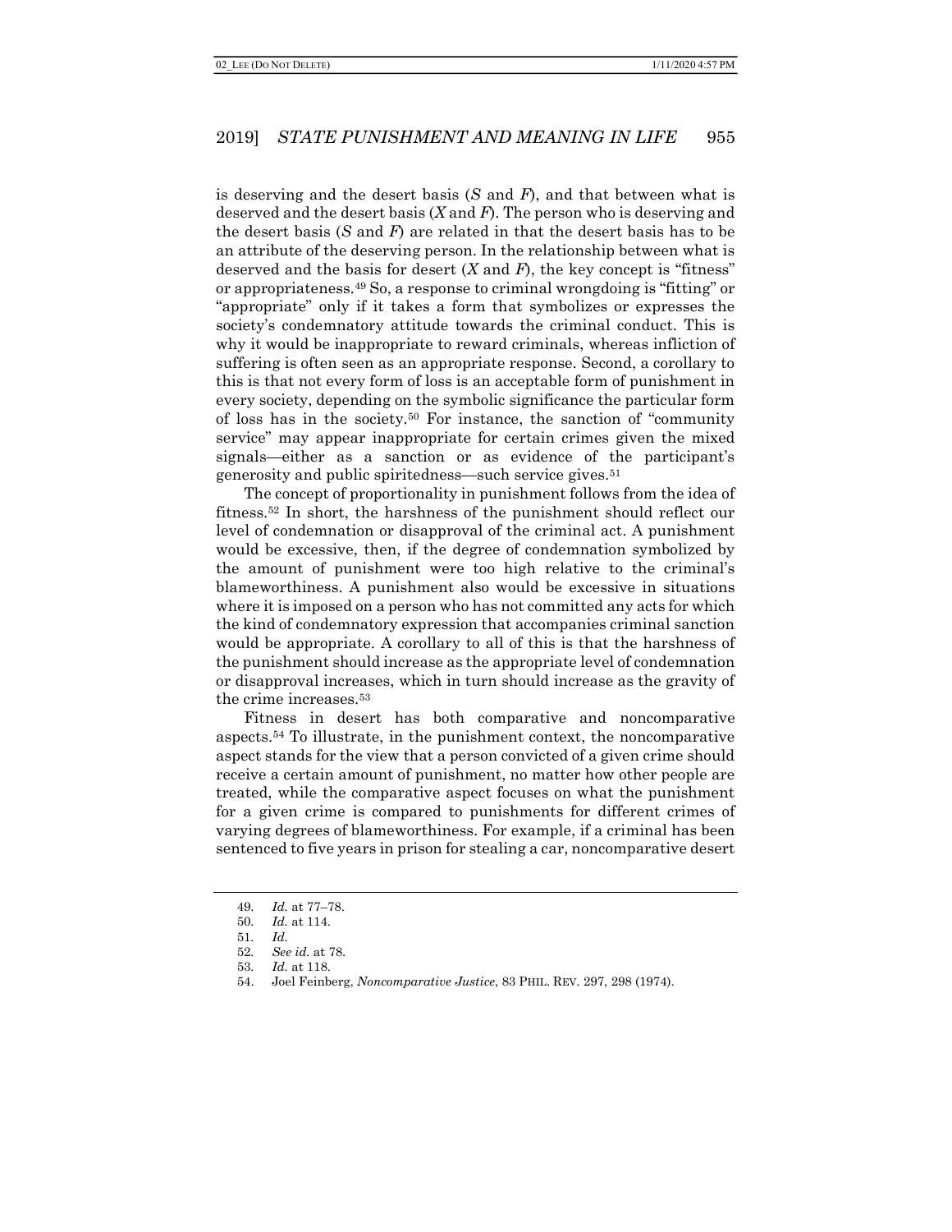is deserving and the desert basis (*S* and *F*), and that between what is deserved and the desert basis (*X* and *F*). The person who is deserving and the desert basis (*S* and *F*) are related in that the desert basis has to be an attribute of the deserving person. In the relationship between what is deserved and the basis for desert (*X* and *F*), the key concept is "fitness" or appropriateness.[49] So, a response to criminal wrongdoing is "fitting" or "appropriate" only if it takes a form that symbolizes or expresses the society's condemnatory attitude towards the criminal conduct. This is why it would be inappropriate to reward criminals, whereas infliction of suffering is often seen as an appropriate response. Second, a corollary to this is that not every form of loss is an acceptable form of punishment in every society, depending on the symbolic significance the particular form of loss has in the society.[50] For instance, the sanction of "community service" may appear inappropriate for certain crimes given the mixed signals—either as a sanction or as evidence of the participant's generosity and public spiritedness—such service gives.[51]

The concept of proportionality in punishment follows from the idea of fitness.[52] In short, the harshness of the punishment should reflect our level of condemnation or disapproval of the criminal act. A punishment would be excessive, then, if the degree of condemnation symbolized by the amount of punishment were too high relative to the criminal's blameworthiness. A punishment also would be excessive in situations where it is imposed on a person who has not committed any acts for which the kind of condemnatory expression that accompanies criminal sanction would be appropriate. A corollary to all of this is that the harshness of the punishment should increase as the appropriate level of condemnation or disapproval increases, which in turn should increase as the gravity of the crime increases.[53]

Fitness in desert has both comparative and noncomparative aspects.[54] To illustrate, in the punishment context, the noncomparative aspect stands for the view that a person convicted of a given crime should receive a certain amount of punishment, no matter how other people are treated, while the comparative aspect focuses on what the punishment for a given crime is compared to punishments for different crimes of varying degrees of blameworthiness. For example, if a criminal has been sentenced to five years in prison for stealing a car, noncomparative desert

---

49. *Id.* at 77–78.
50. *Id.* at 114.
51. *Id.*
52. *See id.* at 78.
53. *Id.* at 118.
54. Joel Feinberg, *Noncomparative Justice*, 83 PHIL. REV. 297, 298 (1974).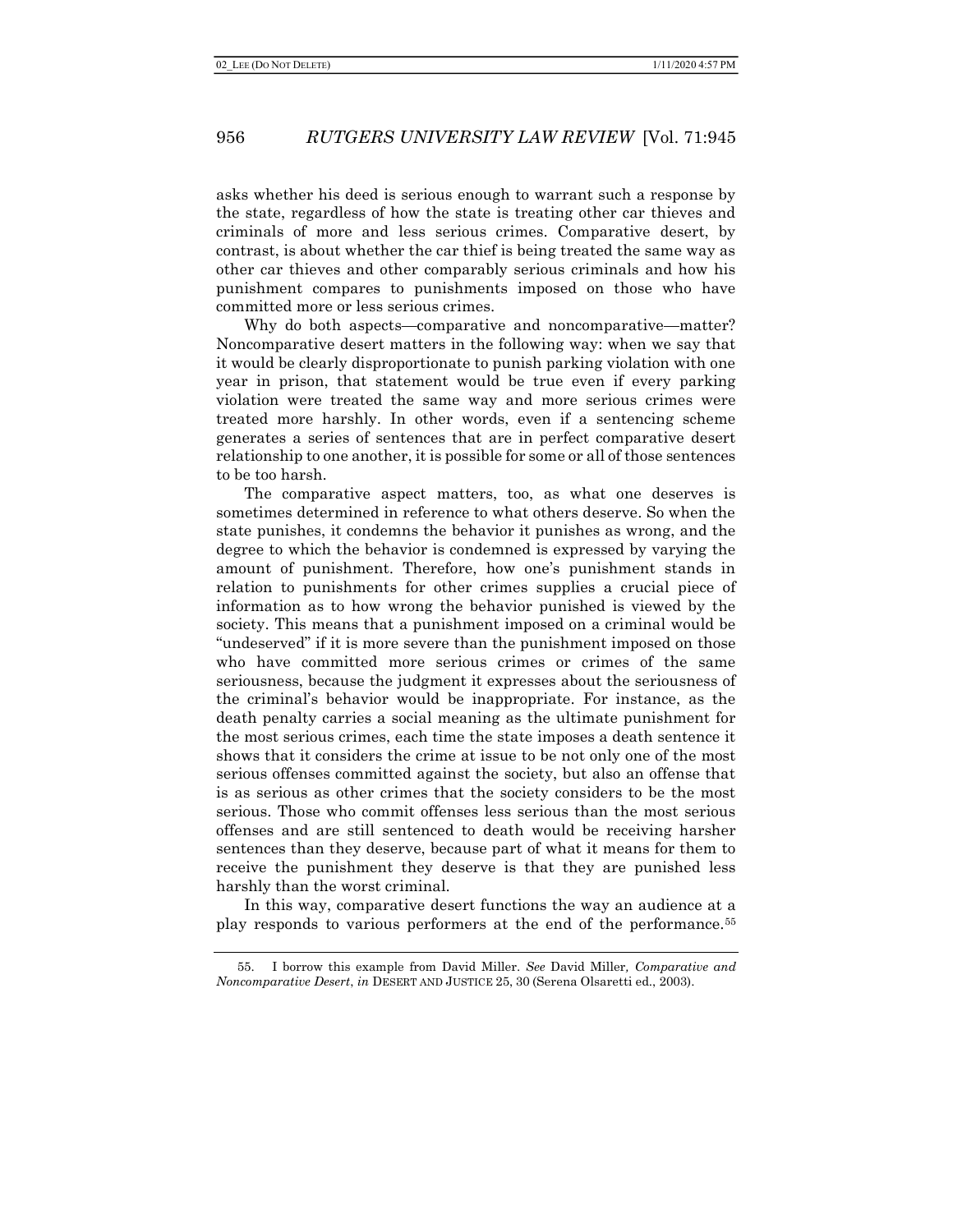asks whether his deed is serious enough to warrant such a response by the state, regardless of how the state is treating other car thieves and criminals of more and less serious crimes. Comparative desert, by contrast, is about whether the car thief is being treated the same way as other car thieves and other comparably serious criminals and how his punishment compares to punishments imposed on those who have committed more or less serious crimes.

Why do both aspects—comparative and noncomparative—matter? Noncomparative desert matters in the following way: when we say that it would be clearly disproportionate to punish parking violation with one year in prison, that statement would be true even if every parking violation were treated the same way and more serious crimes were treated more harshly. In other words, even if a sentencing scheme generates a series of sentences that are in perfect comparative desert relationship to one another, it is possible for some or all of those sentences to be too harsh.

The comparative aspect matters, too, as what one deserves is sometimes determined in reference to what others deserve. So when the state punishes, it condemns the behavior it punishes as wrong, and the degree to which the behavior is condemned is expressed by varying the amount of punishment. Therefore, how one's punishment stands in relation to punishments for other crimes supplies a crucial piece of information as to how wrong the behavior punished is viewed by the society. This means that a punishment imposed on a criminal would be "undeserved" if it is more severe than the punishment imposed on those who have committed more serious crimes or crimes of the same seriousness, because the judgment it expresses about the seriousness of the criminal's behavior would be inappropriate. For instance, as the death penalty carries a social meaning as the ultimate punishment for the most serious crimes, each time the state imposes a death sentence it shows that it considers the crime at issue to be not only one of the most serious offenses committed against the society, but also an offense that is as serious as other crimes that the society considers to be the most serious. Those who commit offenses less serious than the most serious offenses and are still sentenced to death would be receiving harsher sentences than they deserve, because part of what it means for them to receive the punishment they deserve is that they are punished less harshly than the worst criminal.

In this way, comparative desert functions the way an audience at a play responds to various performers at the end of the performance.[55]

55. I borrow this example from David Miller. *See* David Miller, *Comparative and Noncomparative Desert*, *in* DESERT AND JUSTICE 25, 30 (Serena Olsaretti ed., 2003).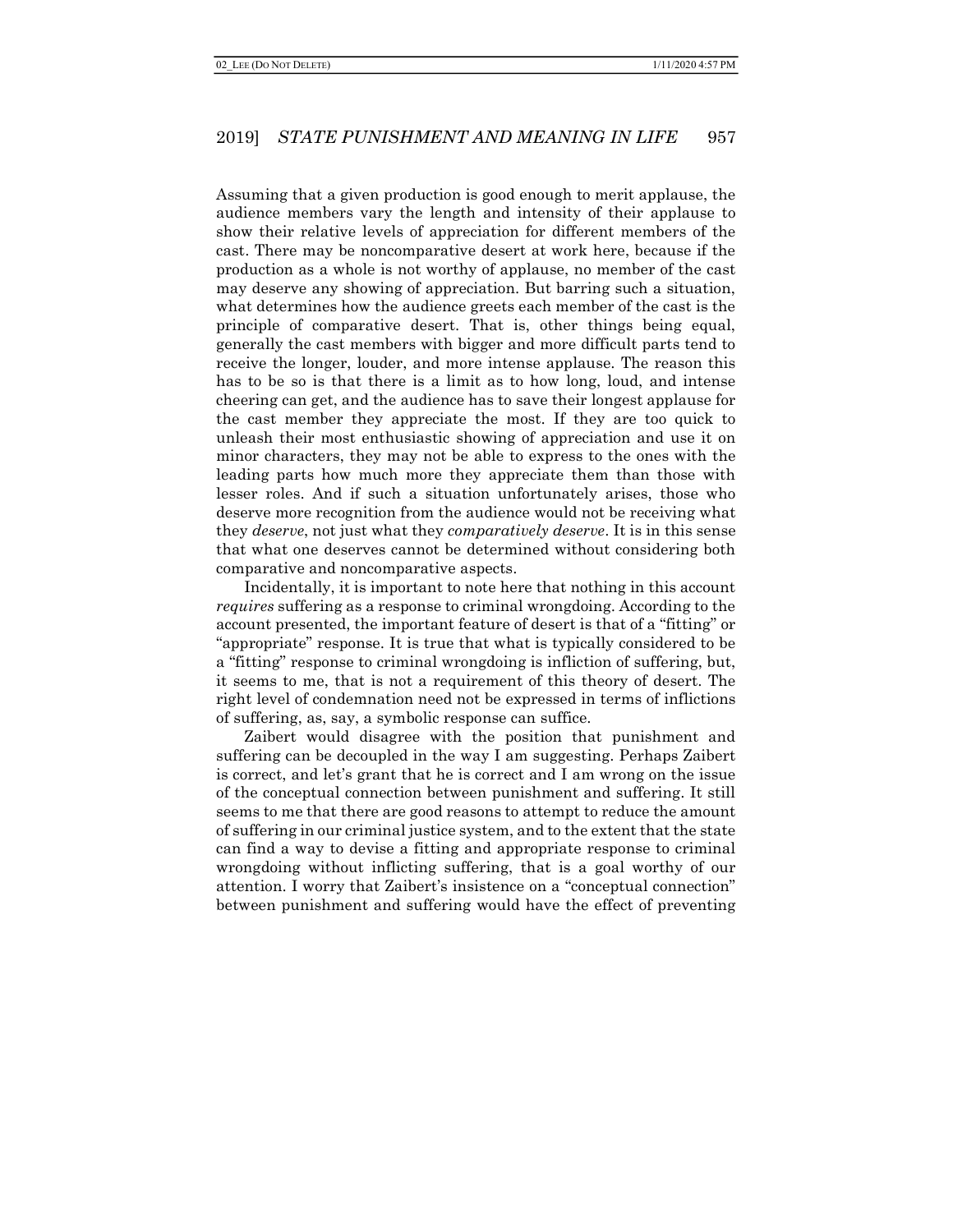Assuming that a given production is good enough to merit applause, the audience members vary the length and intensity of their applause to show their relative levels of appreciation for different members of the cast. There may be noncomparative desert at work here, because if the production as a whole is not worthy of applause, no member of the cast may deserve any showing of appreciation. But barring such a situation, what determines how the audience greets each member of the cast is the principle of comparative desert. That is, other things being equal, generally the cast members with bigger and more difficult parts tend to receive the longer, louder, and more intense applause. The reason this has to be so is that there is a limit as to how long, loud, and intense cheering can get, and the audience has to save their longest applause for the cast member they appreciate the most. If they are too quick to unleash their most enthusiastic showing of appreciation and use it on minor characters, they may not be able to express to the ones with the leading parts how much more they appreciate them than those with lesser roles. And if such a situation unfortunately arises, those who deserve more recognition from the audience would not be receiving what they *deserve*, not just what they *comparatively deserve*. It is in this sense that what one deserves cannot be determined without considering both comparative and noncomparative aspects.

Incidentally, it is important to note here that nothing in this account *requires* suffering as a response to criminal wrongdoing. According to the account presented, the important feature of desert is that of a "fitting" or "appropriate" response. It is true that what is typically considered to be a "fitting" response to criminal wrongdoing is infliction of suffering, but, it seems to me, that is not a requirement of this theory of desert. The right level of condemnation need not be expressed in terms of inflictions of suffering, as, say, a symbolic response can suffice.

Zaibert would disagree with the position that punishment and suffering can be decoupled in the way I am suggesting. Perhaps Zaibert is correct, and let's grant that he is correct and I am wrong on the issue of the conceptual connection between punishment and suffering. It still seems to me that there are good reasons to attempt to reduce the amount of suffering in our criminal justice system, and to the extent that the state can find a way to devise a fitting and appropriate response to criminal wrongdoing without inflicting suffering, that is a goal worthy of our attention. I worry that Zaibert's insistence on a "conceptual connection" between punishment and suffering would have the effect of preventing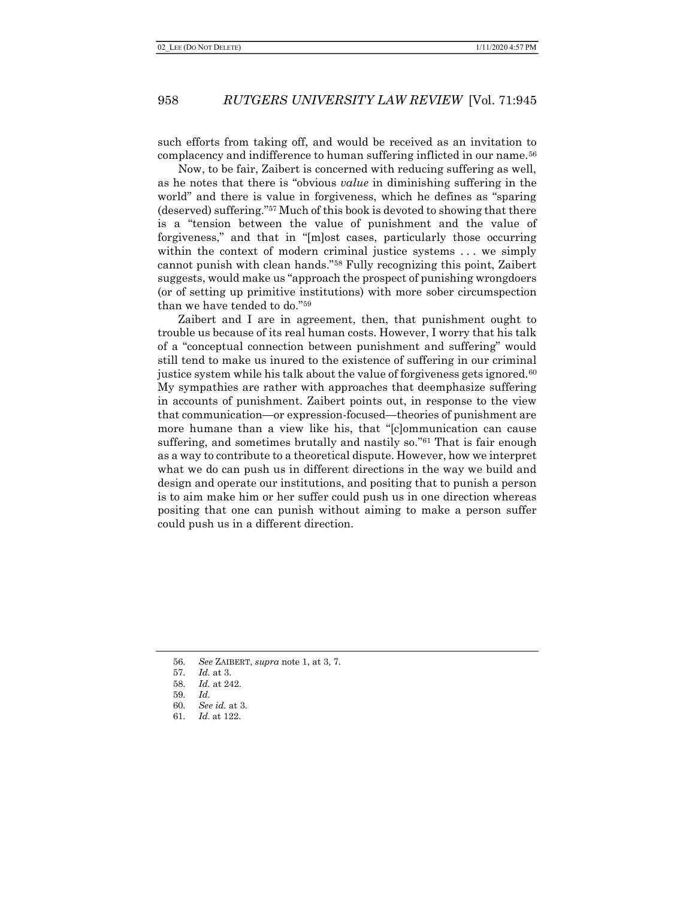such efforts from taking off, and would be received as an invitation to complacency and indifference to human suffering inflicted in our name.[56]

Now, to be fair, Zaibert is concerned with reducing suffering as well, as he notes that there is "obvious *value* in diminishing suffering in the world" and there is value in forgiveness, which he defines as "sparing (deserved) suffering."[57] Much of this book is devoted to showing that there is a "tension between the value of punishment and the value of forgiveness," and that in "[m]ost cases, particularly those occurring within the context of modern criminal justice systems . . . we simply cannot punish with clean hands."[58] Fully recognizing this point, Zaibert suggests, would make us "approach the prospect of punishing wrongdoers (or of setting up primitive institutions) with more sober circumspection than we have tended to do."[59]

Zaibert and I are in agreement, then, that punishment ought to trouble us because of its real human costs. However, I worry that his talk of a "conceptual connection between punishment and suffering" would still tend to make us inured to the existence of suffering in our criminal justice system while his talk about the value of forgiveness gets ignored.[60] My sympathies are rather with approaches that deemphasize suffering in accounts of punishment. Zaibert points out, in response to the view that communication—or expression-focused—theories of punishment are more humane than a view like his, that "[c]ommunication can cause suffering, and sometimes brutally and nastily so."[61] That is fair enough as a way to contribute to a theoretical dispute. However, how we interpret what we do can push us in different directions in the way we build and design and operate our institutions, and positing that to punish a person is to aim make him or her suffer could push us in one direction whereas positing that one can punish without aiming to make a person suffer could push us in a different direction.

---

56. *See* ZAIBERT, *supra* note 1, at 3, 7.
57. *Id.* at 3.
58. *Id.* at 242.
59. *Id.*
60. *See id.* at 3.
61. *Id.* at 122.